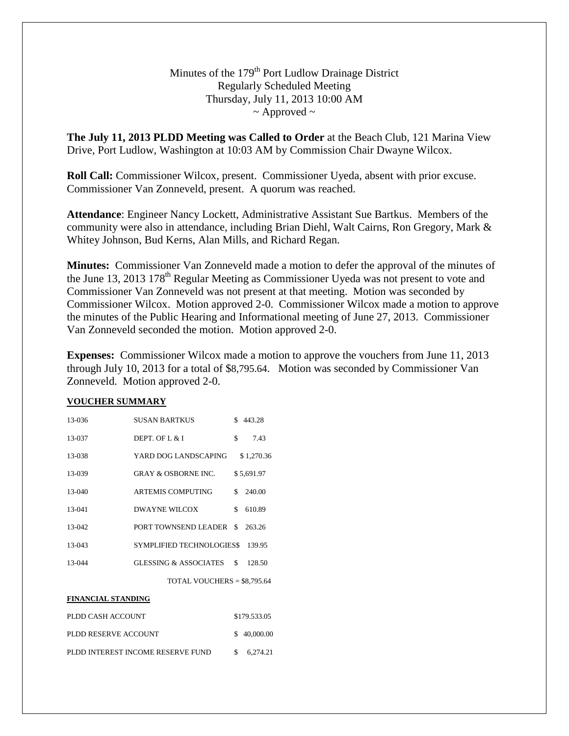Minutes of the 179th Port Ludlow Drainage District
Regularly Scheduled Meeting
Thursday, July 11, 2013 10:00 AM
~ Approved ~

**The July 11, 2013 PLDD Meeting was Called to Order** at the Beach Club, 121 Marina View Drive, Port Ludlow, Washington at 10:03 AM by Commission Chair Dwayne Wilcox.

**Roll Call:** Commissioner Wilcox, present. Commissioner Uyeda, absent with prior excuse. Commissioner Van Zonneveld, present. A quorum was reached.

**Attendance**: Engineer Nancy Lockett, Administrative Assistant Sue Bartkus. Members of the community were also in attendance, including Brian Diehl, Walt Cairns, Ron Gregory, Mark & Whitey Johnson, Bud Kerns, Alan Mills, and Richard Regan.

**Minutes:** Commissioner Van Zonneveld made a motion to defer the approval of the minutes of the June 13, 2013 178th Regular Meeting as Commissioner Uyeda was not present to vote and Commissioner Van Zonneveld was not present at that meeting. Motion was seconded by Commissioner Wilcox. Motion approved 2-0. Commissioner Wilcox made a motion to approve the minutes of the Public Hearing and Informational meeting of June 27, 2013. Commissioner Van Zonneveld seconded the motion. Motion approved 2-0.

**Expenses:** Commissioner Wilcox made a motion to approve the vouchers from June 11, 2013 through July 10, 2013 for a total of $8,795.64. Motion was seconded by Commissioner Van Zonneveld. Motion approved 2-0.

**VOUCHER SUMMARY**

| | | |
|---|---|---|
| 13-036 | SUSAN BARTKUS | $ 443.28 |
| 13-037 | DEPT. OF L & I | $ 7.43 |
| 13-038 | YARD DOG LANDSCAPING | $ 1,270.36 |
| 13-039 | GRAY & OSBORNE INC. | $ 5,691.97 |
| 13-040 | ARTEMIS COMPUTING | $ 240.00 |
| 13-041 | DWAYNE WILCOX | $ 610.89 |
| 13-042 | PORT TOWNSEND LEADER | $ 263.26 |
| 13-043 | SYMPLIFIED TECHNOLOGIES | $ 139.95 |
| 13-044 | GLESSING & ASSOCIATES | $ 128.50 |
| | TOTAL VOUCHERS = $8,795.64 | |

**FINANCIAL STANDING**

| | |
|---|---|
| PLDD CASH ACCOUNT | $179.533.05 |
| PLDD RESERVE ACCOUNT | $ 40,000.00 |
| PLDD INTEREST INCOME RESERVE FUND | $ 6,274.21 |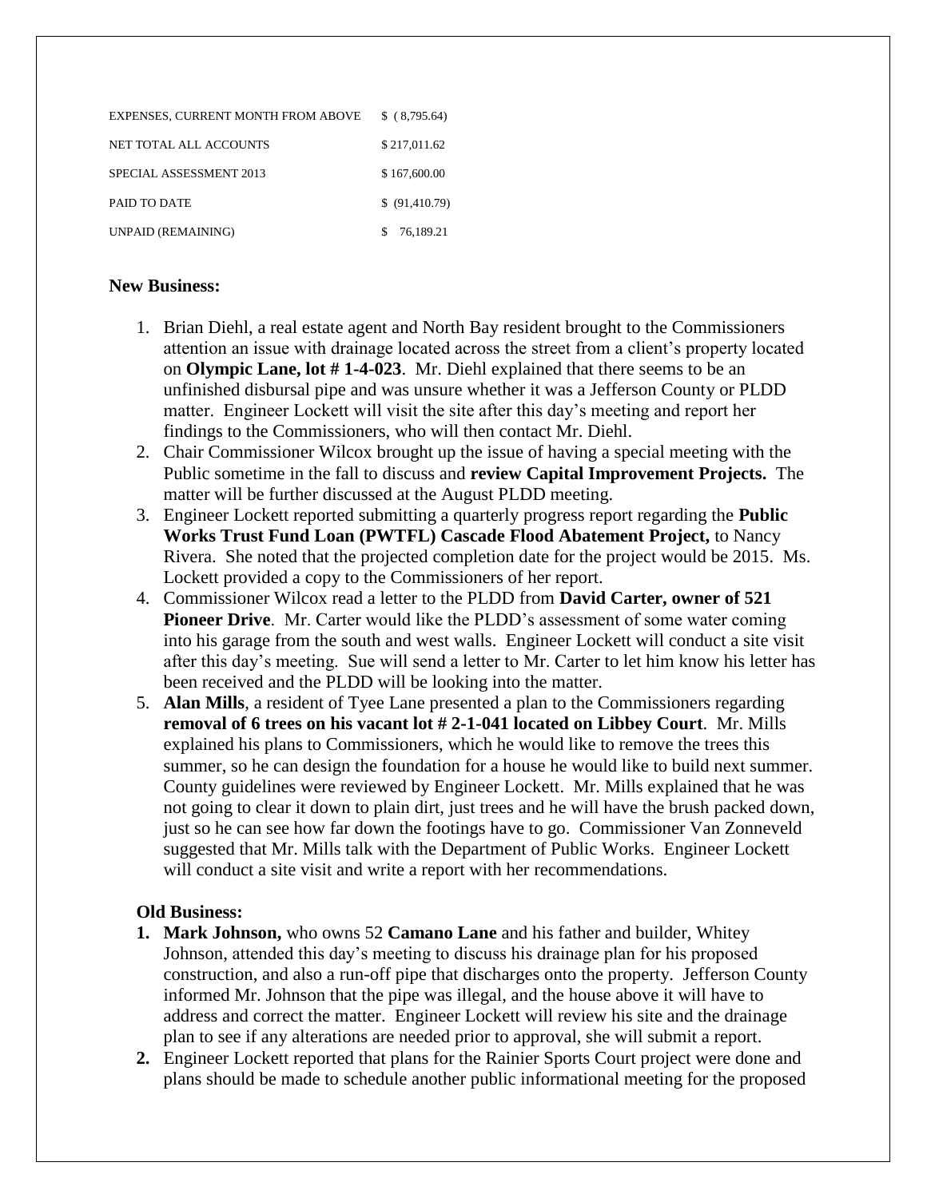| | |
|---|---|
| EXPENSES, CURRENT MONTH FROM ABOVE | $ ( 8,795.64) |
| NET TOTAL ALL ACCOUNTS | $ 217,011.62 |
| SPECIAL ASSESSMENT 2013 | $ 167,600.00 |
| PAID TO DATE | $ (91,410.79) |
| UNPAID (REMAINING) | $ 76,189.21 |

### New Business:

1. Brian Diehl, a real estate agent and North Bay resident brought to the Commissioners attention an issue with drainage located across the street from a client's property located on **Olympic Lane, lot # 1-4-023**. Mr. Diehl explained that there seems to be an unfinished disbursal pipe and was unsure whether it was a Jefferson County or PLDD matter. Engineer Lockett will visit the site after this day's meeting and report her findings to the Commissioners, who will then contact Mr. Diehl.
2. Chair Commissioner Wilcox brought up the issue of having a special meeting with the Public sometime in the fall to discuss and **review Capital Improvement Projects.** The matter will be further discussed at the August PLDD meeting.
3. Engineer Lockett reported submitting a quarterly progress report regarding the **Public Works Trust Fund Loan (PWTFL) Cascade Flood Abatement Project,** to Nancy Rivera. She noted that the projected completion date for the project would be 2015. Ms. Lockett provided a copy to the Commissioners of her report.
4. Commissioner Wilcox read a letter to the PLDD from **David Carter, owner of 521 Pioneer Drive**. Mr. Carter would like the PLDD's assessment of some water coming into his garage from the south and west walls. Engineer Lockett will conduct a site visit after this day's meeting. Sue will send a letter to Mr. Carter to let him know his letter has been received and the PLDD will be looking into the matter.
5. **Alan Mills**, a resident of Tyee Lane presented a plan to the Commissioners regarding **removal of 6 trees on his vacant lot # 2-1-041 located on Libbey Court**. Mr. Mills explained his plans to Commissioners, which he would like to remove the trees this summer, so he can design the foundation for a house he would like to build next summer. County guidelines were reviewed by Engineer Lockett. Mr. Mills explained that he was not going to clear it down to plain dirt, just trees and he will have the brush packed down, just so he can see how far down the footings have to go. Commissioner Van Zonneveld suggested that Mr. Mills talk with the Department of Public Works. Engineer Lockett will conduct a site visit and write a report with her recommendations.

### Old Business:

1. **Mark Johnson,** who owns 52 **Camano Lane** and his father and builder, Whitey Johnson, attended this day's meeting to discuss his drainage plan for his proposed construction, and also a run-off pipe that discharges onto the property. Jefferson County informed Mr. Johnson that the pipe was illegal, and the house above it will have to address and correct the matter. Engineer Lockett will review his site and the drainage plan to see if any alterations are needed prior to approval, she will submit a report.
2. Engineer Lockett reported that plans for the Rainier Sports Court project were done and plans should be made to schedule another public informational meeting for the proposed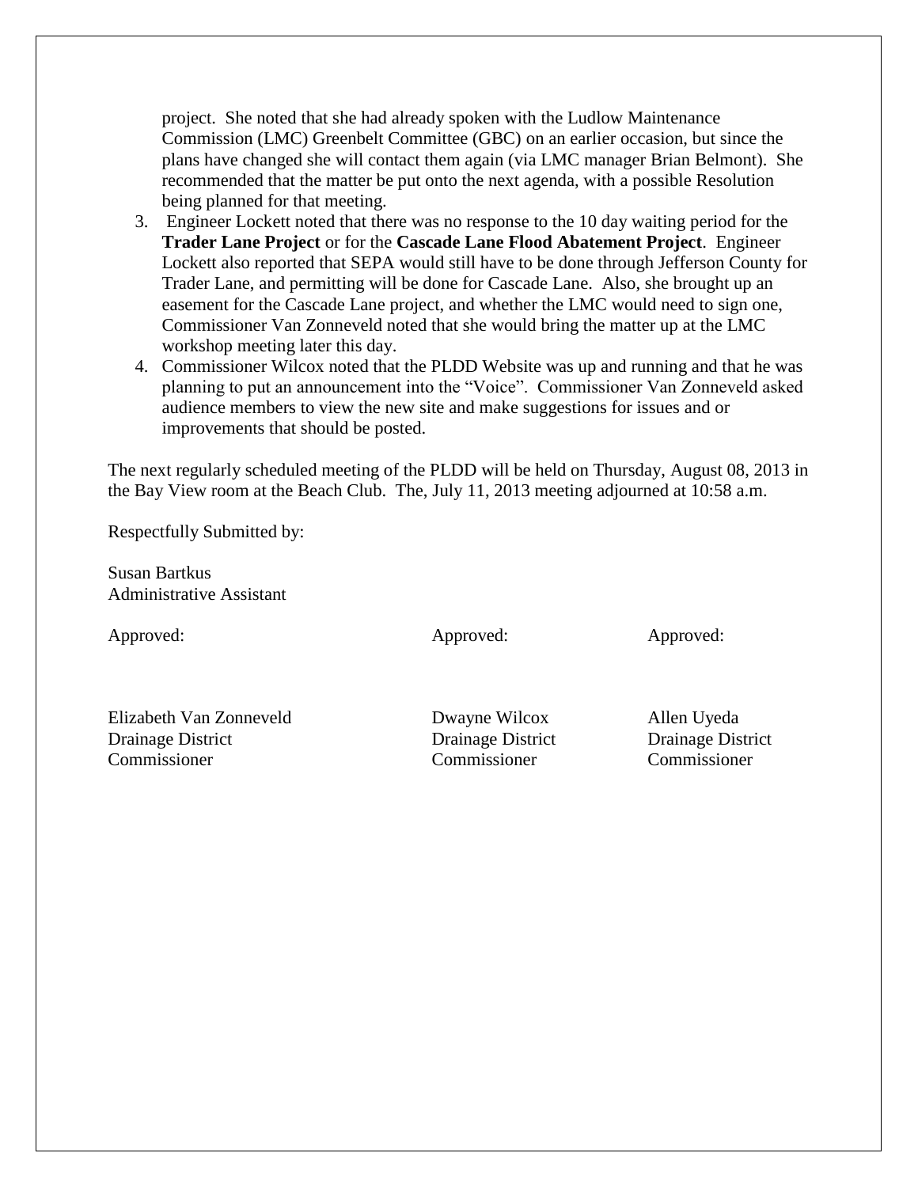project. She noted that she had already spoken with the Ludlow Maintenance Commission (LMC) Greenbelt Committee (GBC) on an earlier occasion, but since the plans have changed she will contact them again (via LMC manager Brian Belmont). She recommended that the matter be put onto the next agenda, with a possible Resolution being planned for that meeting.

3. Engineer Lockett noted that there was no response to the 10 day waiting period for the **Trader Lane Project** or for the **Cascade Lane Flood Abatement Project**. Engineer Lockett also reported that SEPA would still have to be done through Jefferson County for Trader Lane, and permitting will be done for Cascade Lane. Also, she brought up an easement for the Cascade Lane project, and whether the LMC would need to sign one, Commissioner Van Zonneveld noted that she would bring the matter up at the LMC workshop meeting later this day.
4. Commissioner Wilcox noted that the PLDD Website was up and running and that he was planning to put an announcement into the "Voice". Commissioner Van Zonneveld asked audience members to view the new site and make suggestions for issues and or improvements that should be posted.

The next regularly scheduled meeting of the PLDD will be held on Thursday, August 08, 2013 in the Bay View room at the Beach Club. The, July 11, 2013 meeting adjourned at 10:58 a.m.

Respectfully Submitted by:

Susan Bartkus
Administrative Assistant

| | | |
|---|---|---|
| Approved: | Approved: | Approved: |
| Elizabeth Van Zonneveld<br>Drainage District<br>Commissioner | Dwayne Wilcox<br>Drainage District<br>Commissioner | Allen Uyeda<br>Drainage District<br>Commissioner |